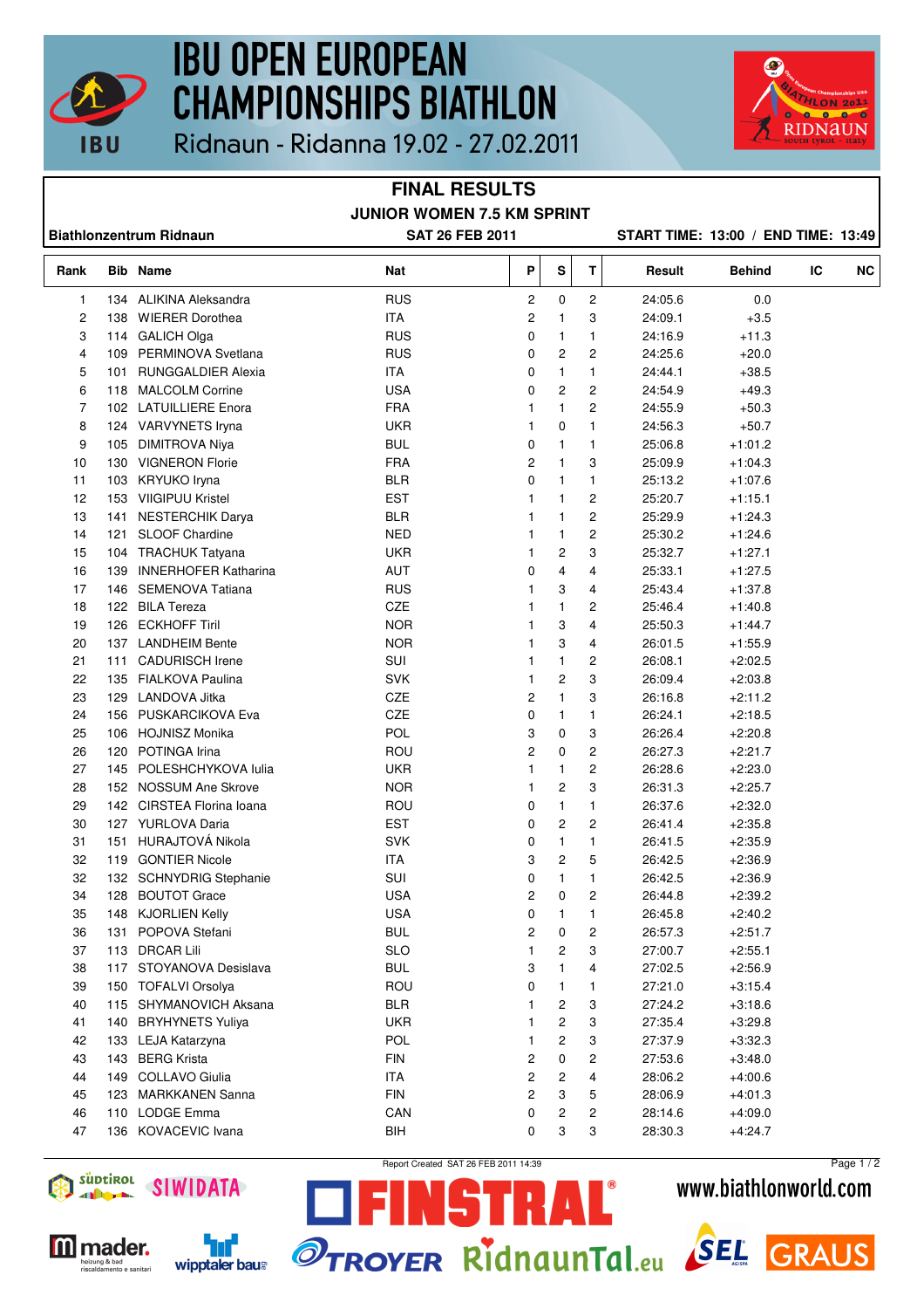# IBU OPEN EUROPEAN CHAMPIONSHIPS BIATHLON

Ridnaun - Ridanna 19.02 - 27.02.2011

## FINAL RESULTS

### JUNIOR WOMEN 7.5 KM SPRINT

**Biathlonzentrum Ridnaun** — **SAT 26 FEB 2011** — **START TIME: 13:00 / END TIME: 13:49**

| Rank | Bib | Name | Nat | P | S | T | Result | Behind | IC | NC |
|---|---|---|---|---|---|---|---|---|---|---|
| 1 | 134 | ALIKINA Aleksandra | RUS | 2 | 0 | 2 | 24:05.6 | 0.0 | | |
| 2 | 138 | WIERER Dorothea | ITA | 2 | 1 | 3 | 24:09.1 | +3.5 | | |
| 3 | 114 | GALICH Olga | RUS | 0 | 1 | 1 | 24:16.9 | +11.3 | | |
| 4 | 109 | PERMINOVA Svetlana | RUS | 0 | 2 | 2 | 24:25.6 | +20.0 | | |
| 5 | 101 | RUNGGALDIER Alexia | ITA | 0 | 1 | 1 | 24:44.1 | +38.5 | | |
| 6 | 118 | MALCOLM Corrine | USA | 0 | 2 | 2 | 24:54.9 | +49.3 | | |
| 7 | 102 | LATUILLIERE Enora | FRA | 1 | 1 | 2 | 24:55.9 | +50.3 | | |
| 8 | 124 | VARVYNETS Iryna | UKR | 1 | 0 | 1 | 24:56.3 | +50.7 | | |
| 9 | 105 | DIMITROVA Niya | BUL | 0 | 1 | 1 | 25:06.8 | +1:01.2 | | |
| 10 | 130 | VIGNERON Florie | FRA | 2 | 1 | 3 | 25:09.9 | +1:04.3 | | |
| 11 | 103 | KRYUKO Iryna | BLR | 0 | 1 | 1 | 25:13.2 | +1:07.6 | | |
| 12 | 153 | VIIGIPUU Kristel | EST | 1 | 1 | 2 | 25:20.7 | +1:15.1 | | |
| 13 | 141 | NESTERCHIK Darya | BLR | 1 | 1 | 2 | 25:29.9 | +1:24.3 | | |
| 14 | 121 | SLOOF Chardine | NED | 1 | 1 | 2 | 25:30.2 | +1:24.6 | | |
| 15 | 104 | TRACHUK Tatyana | UKR | 1 | 2 | 3 | 25:32.7 | +1:27.1 | | |
| 16 | 139 | INNERHOFER Katharina | AUT | 0 | 4 | 4 | 25:33.1 | +1:27.5 | | |
| 17 | 146 | SEMENOVA Tatiana | RUS | 1 | 3 | 4 | 25:43.4 | +1:37.8 | | |
| 18 | 122 | BILA Tereza | CZE | 1 | 1 | 2 | 25:46.4 | +1:40.8 | | |
| 19 | 126 | ECKHOFF Tiril | NOR | 1 | 3 | 4 | 25:50.3 | +1:44.7 | | |
| 20 | 137 | LANDHEIM Bente | NOR | 1 | 3 | 4 | 26:01.5 | +1:55.9 | | |
| 21 | 111 | CADURISCH Irene | SUI | 1 | 1 | 2 | 26:08.1 | +2:02.5 | | |
| 22 | 135 | FIALKOVA Paulina | SVK | 1 | 2 | 3 | 26:09.4 | +2:03.8 | | |
| 23 | 129 | LANDOVA Jitka | CZE | 2 | 1 | 3 | 26:16.8 | +2:11.2 | | |
| 24 | 156 | PUSKARCIKOVA Eva | CZE | 0 | 1 | 1 | 26:24.1 | +2:18.5 | | |
| 25 | 106 | HOJNISZ Monika | POL | 3 | 0 | 3 | 26:26.4 | +2:20.8 | | |
| 26 | 120 | POTINGA Irina | ROU | 2 | 0 | 2 | 26:27.3 | +2:21.7 | | |
| 27 | 145 | POLESHCHYKOVA Iulia | UKR | 1 | 1 | 2 | 26:28.6 | +2:23.0 | | |
| 28 | 152 | NOSSUM Ane Skrove | NOR | 1 | 2 | 3 | 26:31.3 | +2:25.7 | | |
| 29 | 142 | CIRSTEA Florina Ioana | ROU | 0 | 1 | 1 | 26:37.6 | +2:32.0 | | |
| 30 | 127 | YURLOVA Daria | EST | 0 | 2 | 2 | 26:41.4 | +2:35.8 | | |
| 31 | 151 | HURAJTOVÁ Nikola | SVK | 0 | 1 | 1 | 26:41.5 | +2:35.9 | | |
| 32 | 119 | GONTIER Nicole | ITA | 3 | 2 | 5 | 26:42.5 | +2:36.9 | | |
| 32 | 132 | SCHNYDRIG Stephanie | SUI | 0 | 1 | 1 | 26:42.5 | +2:36.9 | | |
| 34 | 128 | BOUTOT Grace | USA | 2 | 0 | 2 | 26:44.8 | +2:39.2 | | |
| 35 | 148 | KJORLIEN Kelly | USA | 0 | 1 | 1 | 26:45.8 | +2:40.2 | | |
| 36 | 131 | POPOVA Stefani | BUL | 2 | 0 | 2 | 26:57.3 | +2:51.7 | | |
| 37 | 113 | DRCAR Lili | SLO | 1 | 2 | 3 | 27:00.7 | +2:55.1 | | |
| 38 | 117 | STOYANOVA Desislava | BUL | 3 | 1 | 4 | 27:02.5 | +2:56.9 | | |
| 39 | 150 | TOFALVI Orsolya | ROU | 0 | 1 | 1 | 27:21.0 | +3:15.4 | | |
| 40 | 115 | SHYMANOVICH Aksana | BLR | 1 | 2 | 3 | 27:24.2 | +3:18.6 | | |
| 41 | 140 | BRYHYNETS Yuliya | UKR | 1 | 2 | 3 | 27:35.4 | +3:29.8 | | |
| 42 | 133 | LEJA Katarzyna | POL | 1 | 2 | 3 | 27:37.9 | +3:32.3 | | |
| 43 | 143 | BERG Krista | FIN | 2 | 0 | 2 | 27:53.6 | +3:48.0 | | |
| 44 | 149 | COLLAVO Giulia | ITA | 2 | 2 | 4 | 28:06.2 | +4:00.6 | | |
| 45 | 123 | MARKKANEN Sanna | FIN | 2 | 3 | 5 | 28:06.9 | +4:01.3 | | |
| 46 | 110 | LODGE Emma | CAN | 0 | 2 | 2 | 28:14.6 | +4:09.0 | | |
| 47 | 136 | KOVACEVIC Ivana | BIH | 0 | 3 | 3 | 28:30.3 | +4:24.7 | | |

Report Created SAT 26 FEB 2011 14:39

www.biathlonworld.com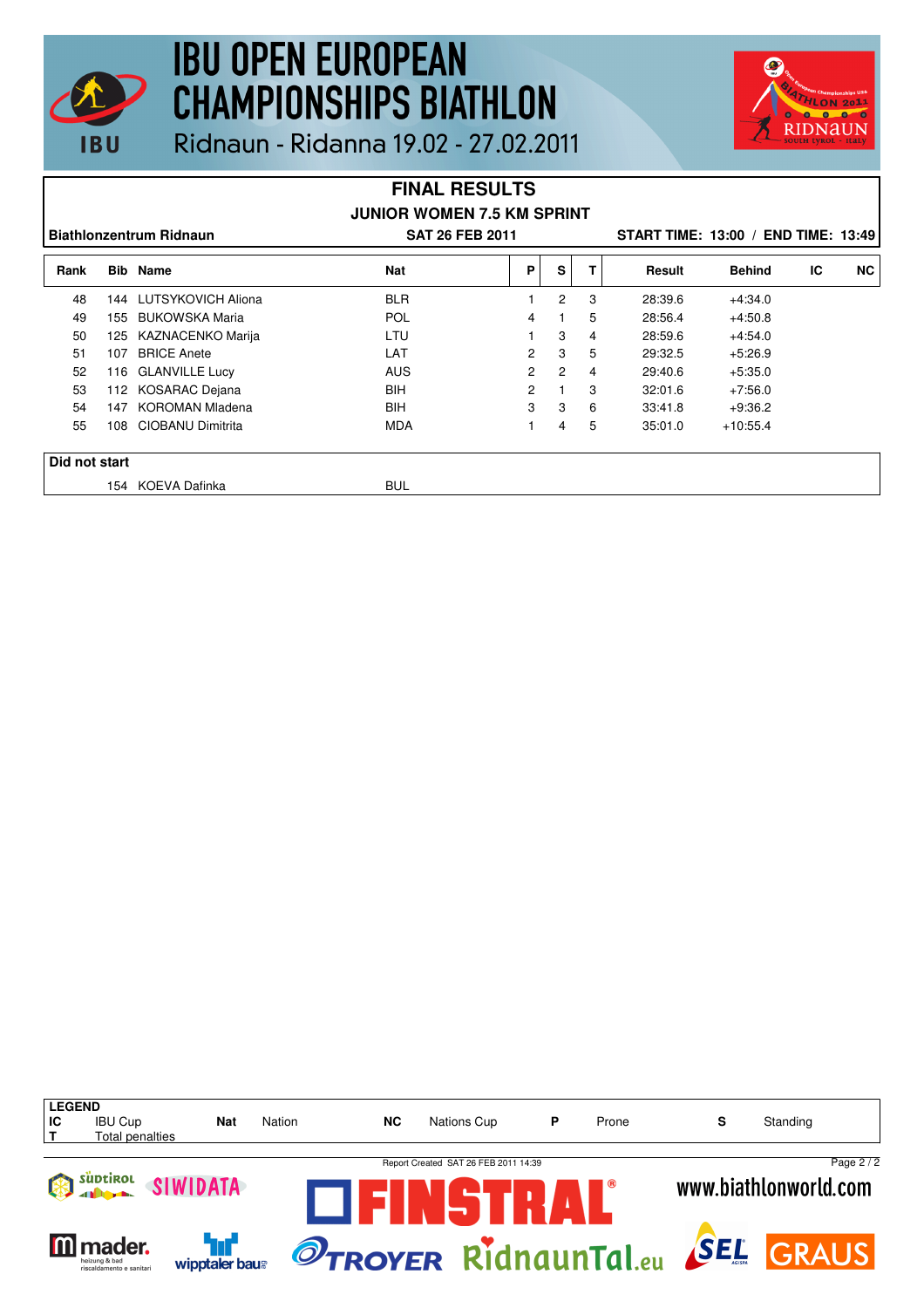# IBU OPEN EUROPEAN CHAMPIONSHIPS BIATHLON

Ridnaun - Ridanna 19.02 - 27.02.2011

## FINAL RESULTS

### JUNIOR WOMEN 7.5 KM SPRINT

**Biathlonzentrum Ridnaun** | **SAT 26 FEB 2011** | **START TIME: 13:00 / END TIME: 13:49**

| Rank | Bib | Name | Nat | P | S | T | Result | Behind | IC | NC |
|---|---|---|---|---|---|---|---|---|---|---|
| 48 | 144 | LUTSYKOVICH Aliona | BLR | 1 | 2 | 3 | 28:39.6 | +4:34.0 | | |
| 49 | 155 | BUKOWSKA Maria | POL | 4 | 1 | 5 | 28:56.4 | +4:50.8 | | |
| 50 | 125 | KAZNACENKO Marija | LTU | 1 | 3 | 4 | 28:59.6 | +4:54.0 | | |
| 51 | 107 | BRICE Anete | LAT | 2 | 3 | 5 | 29:32.5 | +5:26.9 | | |
| 52 | 116 | GLANVILLE Lucy | AUS | 2 | 2 | 4 | 29:40.6 | +5:35.0 | | |
| 53 | 112 | KOSARAC Dejana | BIH | 2 | 1 | 3 | 32:01.6 | +7:56.0 | | |
| 54 | 147 | KOROMAN Mladena | BIH | 3 | 3 | 6 | 33:41.8 | +9:36.2 | | |
| 55 | 108 | CIOBANU Dimitrita | MDA | 1 | 4 | 5 | 35:01.0 | +10:55.4 | | |

**Did not start**

| Bib | Name | Nat |
|---|---|---|
| 154 | KOEVA Dafinka | BUL |

**LEGEND**

| | | | | | | | | | |
|---|---|---|---|---|---|---|---|---|---|
| IC | IBU Cup | Nat | Nation | NC | Nations Cup | P | Prone | S | Standing |
| T | Total penalties | | | | | | | | |

Report Created SAT 26 FEB 2011 14:39

www.biathlonworld.com